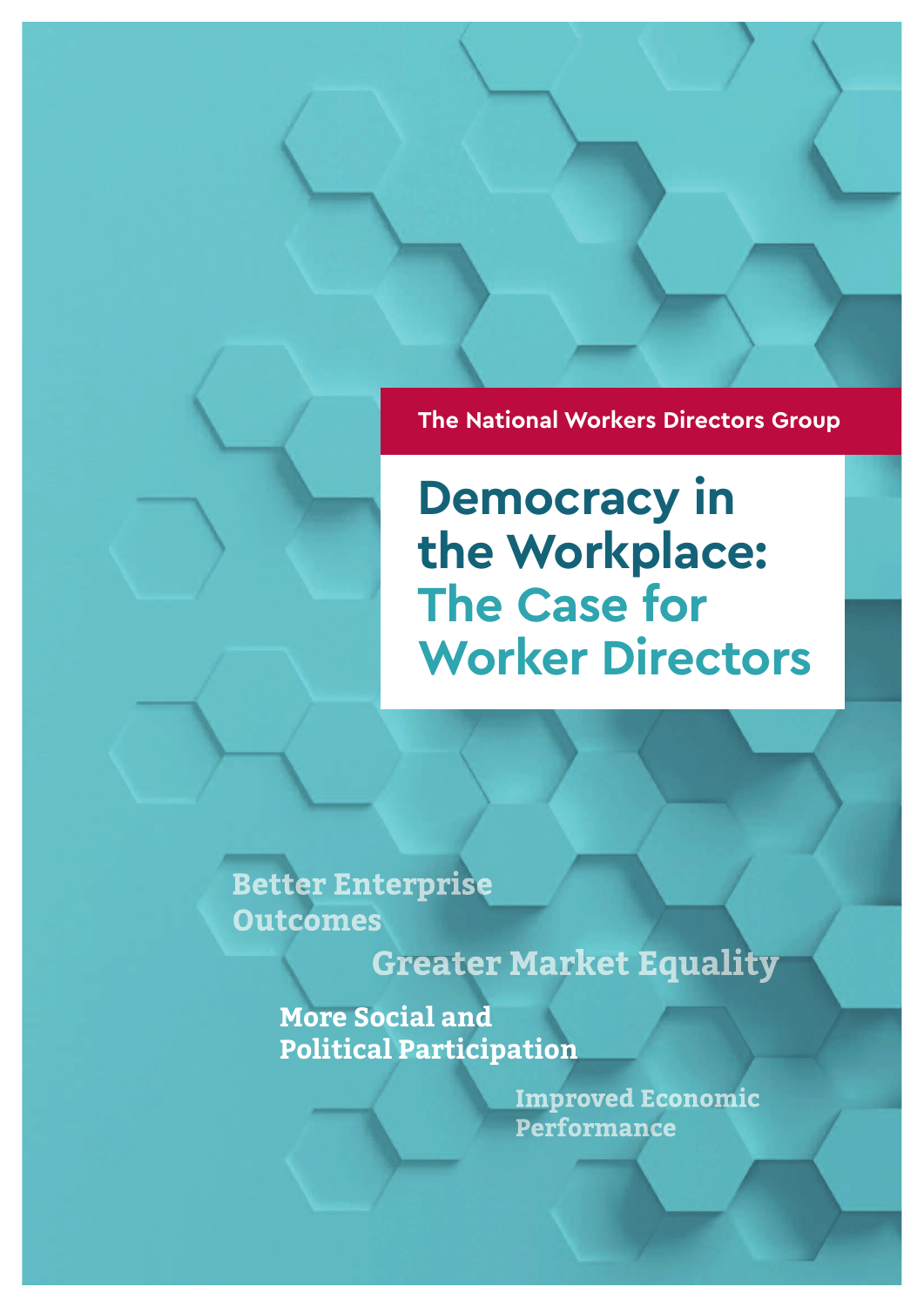The National Workers Directors Group

# Democracy in the Workplace: The Case for Worker Directors

Better Enterprise Outcomes

Greater Market Equality

More Social and Political Participation

Improved Economic Performance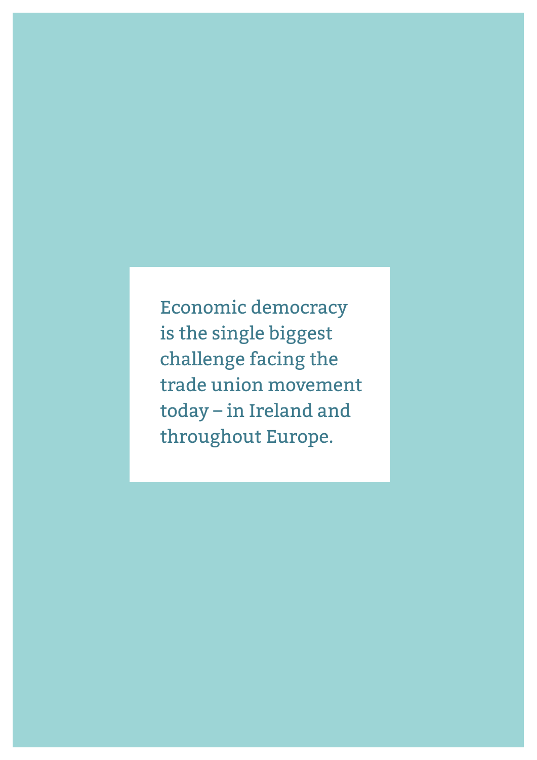Economic democracy is the single biggest challenge facing the trade union movement today – in Ireland and throughout Europe.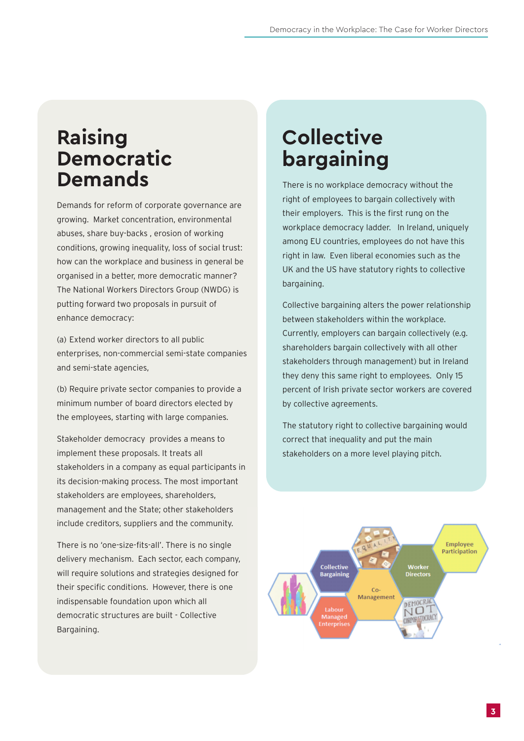## Raising Democratic Demands

Demands for reform of corporate governance are growing. Market concentration, environmental abuses, share buy-backs , erosion of working conditions, growing inequality, loss of social trust: how can the workplace and business in general be organised in a better, more democratic manner? The National Workers Directors Group (NWDG) is putting forward two proposals in pursuit of enhance democracy:

(a) Extend worker directors to all public enterprises, non-commercial semi-state companies and semi-state agencies,

(b) Require private sector companies to provide a minimum number of board directors elected by the employees, starting with large companies.

Stakeholder democracy provides a means to implement these proposals. It treats all stakeholders in a company as equal participants in its decision-making process. The most important stakeholders are employees, shareholders, management and the State; other stakeholders include creditors, suppliers and the community.

There is no 'one-size-fits-all'. There is no single delivery mechanism. Each sector, each company, will require solutions and strategies designed for their specific conditions. However, there is one indispensable foundation upon which all democratic structures are built - Collective Bargaining.

## Collective bargaining

There is no workplace democracy without the right of employees to bargain collectively with their employers. This is the first rung on the workplace democracy ladder. In Ireland, uniquely among EU countries, employees do not have this right in law. Even liberal economies such as the UK and the US have statutory rights to collective bargaining.

Collective bargaining alters the power relationship between stakeholders within the workplace. Currently, employers can bargain collectively (e.g. shareholders bargain collectively with all other stakeholders through management) but in Ireland they deny this same right to employees. Only 15 percent of Irish private sector workers are covered by collective agreements.

The statutory right to collective bargaining would correct that inequality and put the main stakeholders on a more level playing pitch.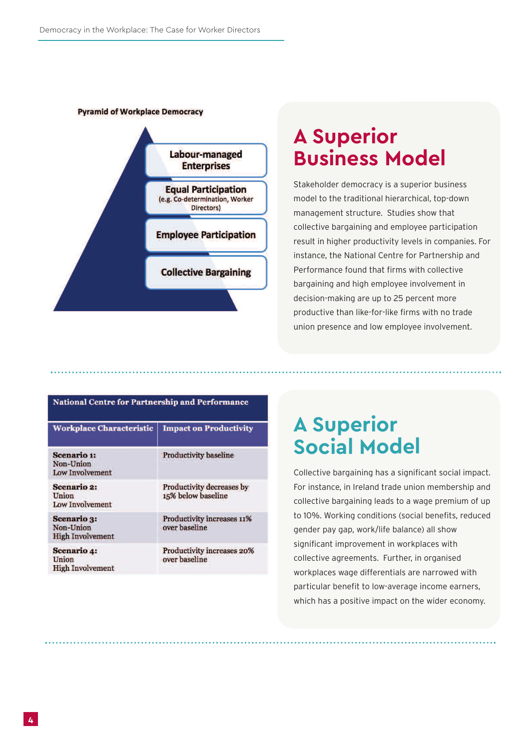**Pyramid of Workplace Democracy**

- Labour-managed Enterprises
- Equal Participation (e.g. Co-determination, Worker Directors)
- Employee Participation
- Collective Bargaining

## A Superior Business Model

Stakeholder democracy is a superior business model to the traditional hierarchical, top-down management structure. Studies show that collective bargaining and employee participation result in higher productivity levels in companies. For instance, the National Centre for Partnership and Performance found that firms with collective bargaining and high employee involvement in decision-making are up to 25 percent more productive than like-for-like firms with no trade union presence and low employee involvement.

| National Centre for Partnership and Performance | |
|---|---|
| **Workplace Characteristic** | **Impact on Productivity** |
| **Scenario 1:** Non-Union Low Involvement | Productivity baseline |
| **Scenario 2:** Union Low Involvement | Productivity decreases by 15% below baseline |
| **Scenario 3:** Non-Union High Involvement | Productivity increases 11% over baseline |
| **Scenario 4:** Union High Involvement | Productivity increases 20% over baseline |

## A Superior Social Model

Collective bargaining has a significant social impact. For instance, in Ireland trade union membership and collective bargaining leads to a wage premium of up to 10%. Working conditions (social benefits, reduced gender pay gap, work/life balance) all show significant improvement in workplaces with collective agreements. Further, in organised workplaces wage differentials are narrowed with particular benefit to low-average income earners, which has a positive impact on the wider economy.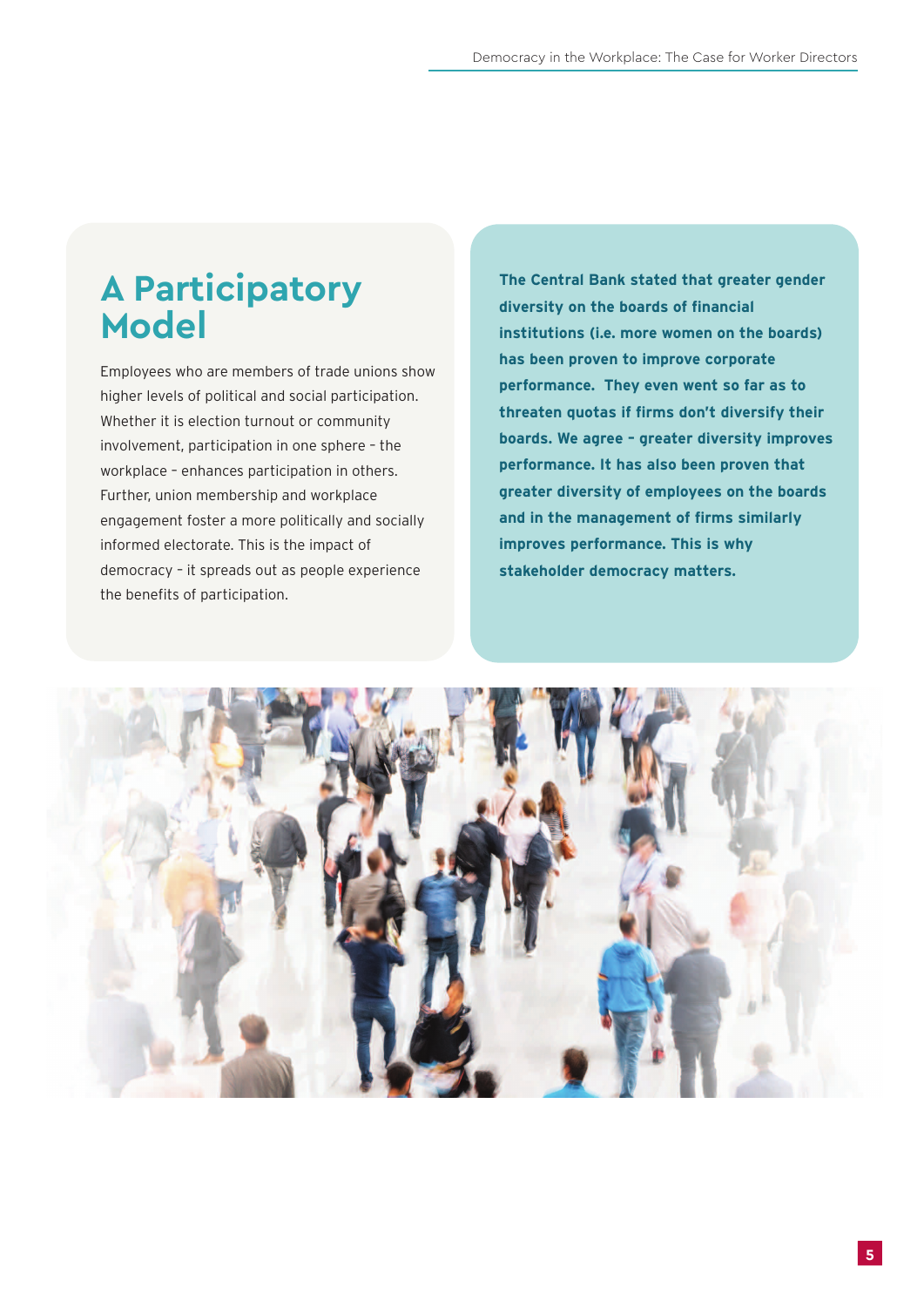# A Participatory Model

Employees who are members of trade unions show higher levels of political and social participation. Whether it is election turnout or community involvement, participation in one sphere – the workplace – enhances participation in others. Further, union membership and workplace engagement foster a more politically and socially informed electorate. This is the impact of democracy – it spreads out as people experience the benefits of participation.

**The Central Bank stated that greater gender diversity on the boards of financial institutions (i.e. more women on the boards) has been proven to improve corporate performance. They even went so far as to threaten quotas if firms don't diversify their boards. We agree – greater diversity improves performance. It has also been proven that greater diversity of employees on the boards and in the management of firms similarly improves performance. This is why stakeholder democracy matters.**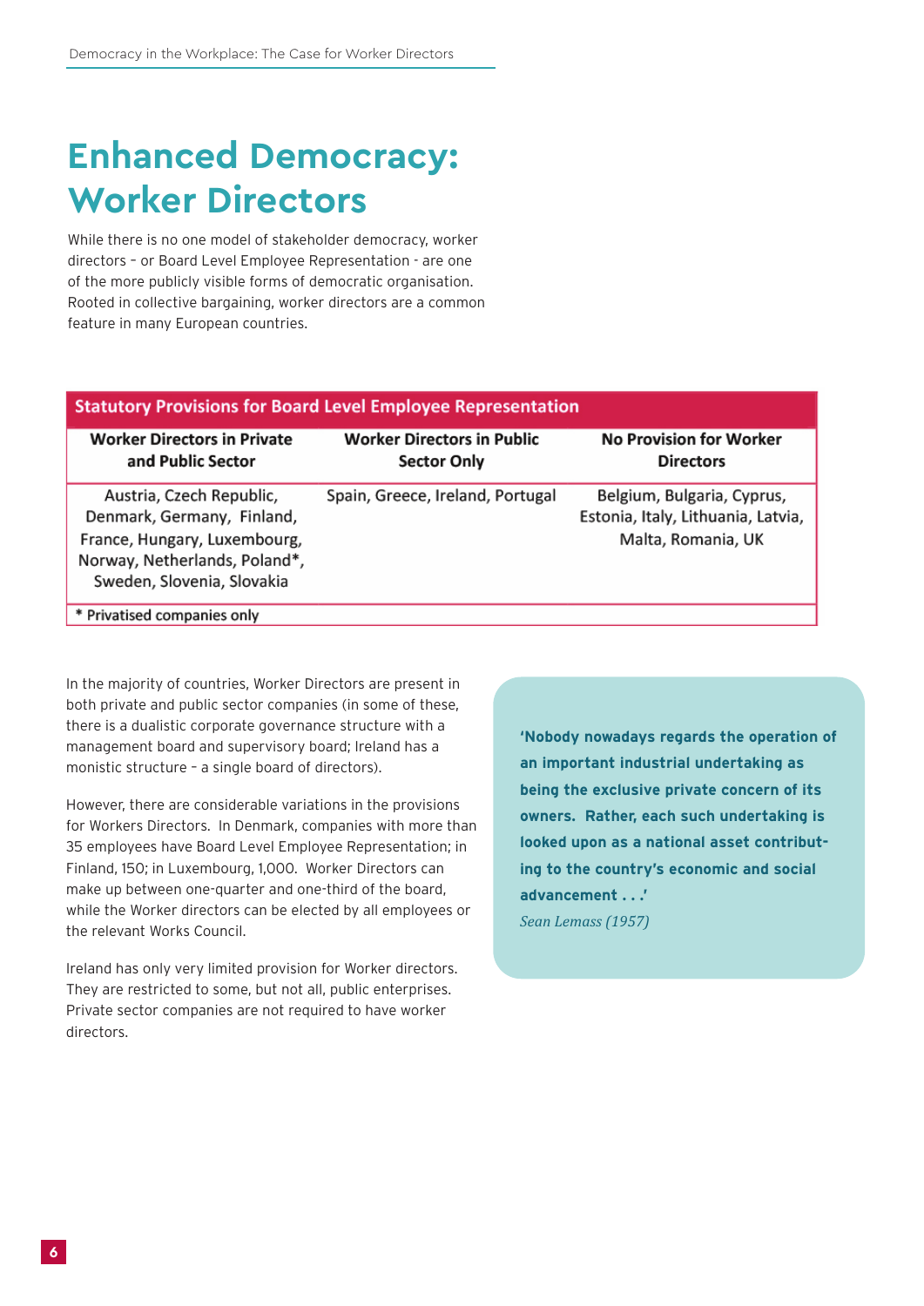# Enhanced Democracy: Worker Directors

While there is no one model of stakeholder democracy, worker directors – or Board Level Employee Representation - are one of the more publicly visible forms of democratic organisation. Rooted in collective bargaining, worker directors are a common feature in many European countries.

**Statutory Provisions for Board Level Employee Representation**

| Worker Directors in Private and Public Sector | Worker Directors in Public Sector Only | No Provision for Worker Directors |
|---|---|---|
| Austria, Czech Republic, Denmark, Germany, Finland, France, Hungary, Luxembourg, Norway, Netherlands, Poland*, Sweden, Slovenia, Slovakia | Spain, Greece, Ireland, Portugal | Belgium, Bulgaria, Cyprus, Estonia, Italy, Lithuania, Latvia, Malta, Romania, UK |

\* Privatised companies only

In the majority of countries, Worker Directors are present in both private and public sector companies (in some of these, there is a dualistic corporate governance structure with a management board and supervisory board; Ireland has a monistic structure – a single board of directors).

However, there are considerable variations in the provisions for Workers Directors. In Denmark, companies with more than 35 employees have Board Level Employee Representation; in Finland, 150; in Luxembourg, 1,000. Worker Directors can make up between one-quarter and one-third of the board, while the Worker directors can be elected by all employees or the relevant Works Council.

Ireland has only very limited provision for Worker directors. They are restricted to some, but not all, public enterprises. Private sector companies are not required to have worker directors.

> **'Nobody nowadays regards the operation of an important industrial undertaking as being the exclusive private concern of its owners. Rather, each such undertaking is looked upon as a national asset contributing to the country's economic and social advancement . . .'**
>
> *Sean Lemass (1957)*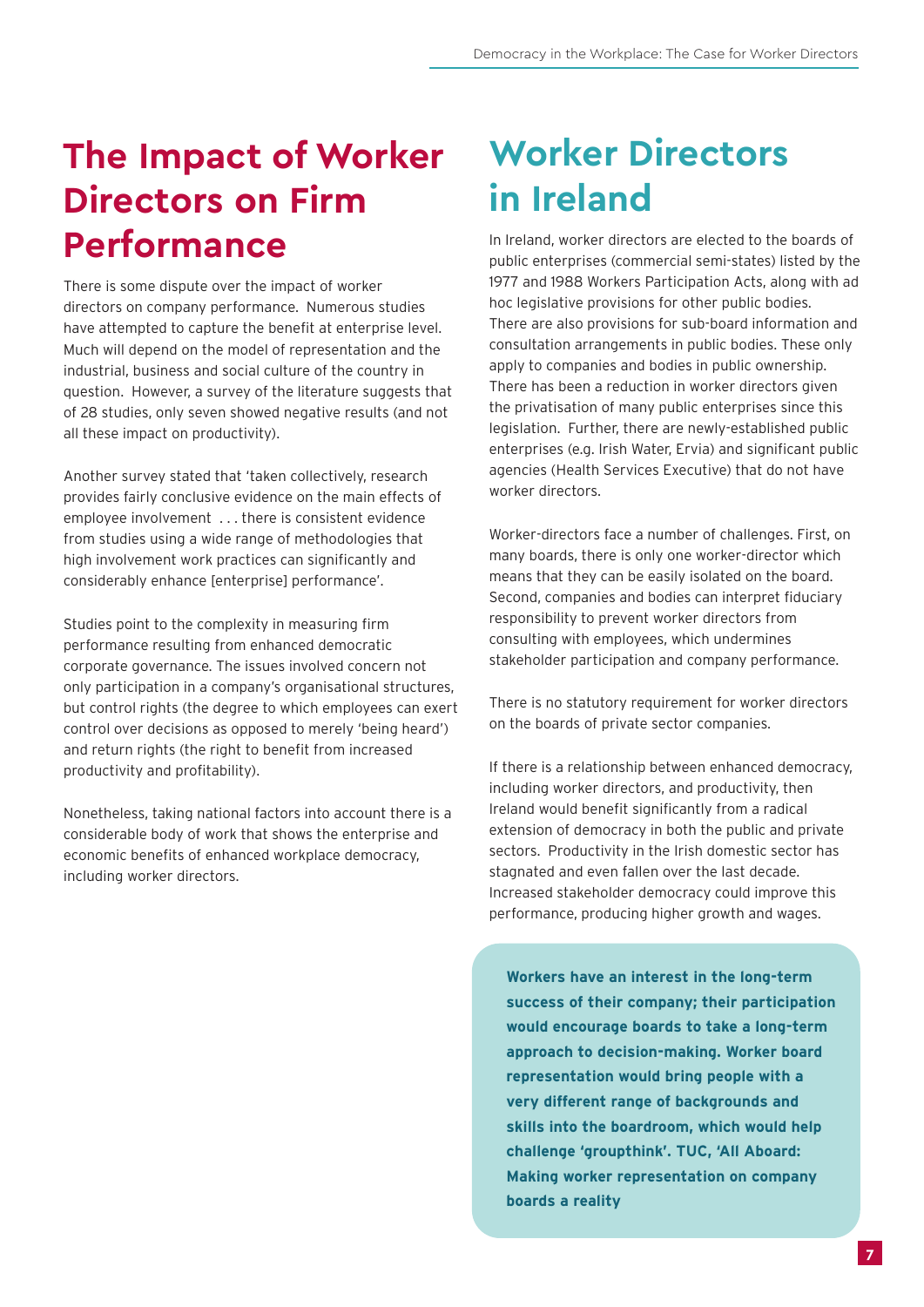# The Impact of Worker Directors on Firm Performance

There is some dispute over the impact of worker directors on company performance. Numerous studies have attempted to capture the benefit at enterprise level. Much will depend on the model of representation and the industrial, business and social culture of the country in question. However, a survey of the literature suggests that of 28 studies, only seven showed negative results (and not all these impact on productivity).

Another survey stated that 'taken collectively, research provides fairly conclusive evidence on the main effects of employee involvement . . . there is consistent evidence from studies using a wide range of methodologies that high involvement work practices can significantly and considerably enhance [enterprise] performance'.

Studies point to the complexity in measuring firm performance resulting from enhanced democratic corporate governance. The issues involved concern not only participation in a company's organisational structures, but control rights (the degree to which employees can exert control over decisions as opposed to merely 'being heard') and return rights (the right to benefit from increased productivity and profitability).

Nonetheless, taking national factors into account there is a considerable body of work that shows the enterprise and economic benefits of enhanced workplace democracy, including worker directors.

# Worker Directors in Ireland

In Ireland, worker directors are elected to the boards of public enterprises (commercial semi-states) listed by the 1977 and 1988 Workers Participation Acts, along with ad hoc legislative provisions for other public bodies. There are also provisions for sub-board information and consultation arrangements in public bodies. These only apply to companies and bodies in public ownership. There has been a reduction in worker directors given the privatisation of many public enterprises since this legislation. Further, there are newly-established public enterprises (e.g. Irish Water, Ervia) and significant public agencies (Health Services Executive) that do not have worker directors.

Worker-directors face a number of challenges. First, on many boards, there is only one worker-director which means that they can be easily isolated on the board. Second, companies and bodies can interpret fiduciary responsibility to prevent worker directors from consulting with employees, which undermines stakeholder participation and company performance.

There is no statutory requirement for worker directors on the boards of private sector companies.

If there is a relationship between enhanced democracy, including worker directors, and productivity, then Ireland would benefit significantly from a radical extension of democracy in both the public and private sectors. Productivity in the Irish domestic sector has stagnated and even fallen over the last decade. Increased stakeholder democracy could improve this performance, producing higher growth and wages.

**Workers have an interest in the long-term success of their company; their participation would encourage boards to take a long-term approach to decision-making. Worker board representation would bring people with a very different range of backgrounds and skills into the boardroom, which would help challenge 'groupthink'. TUC, 'All Aboard: Making worker representation on company boards a reality**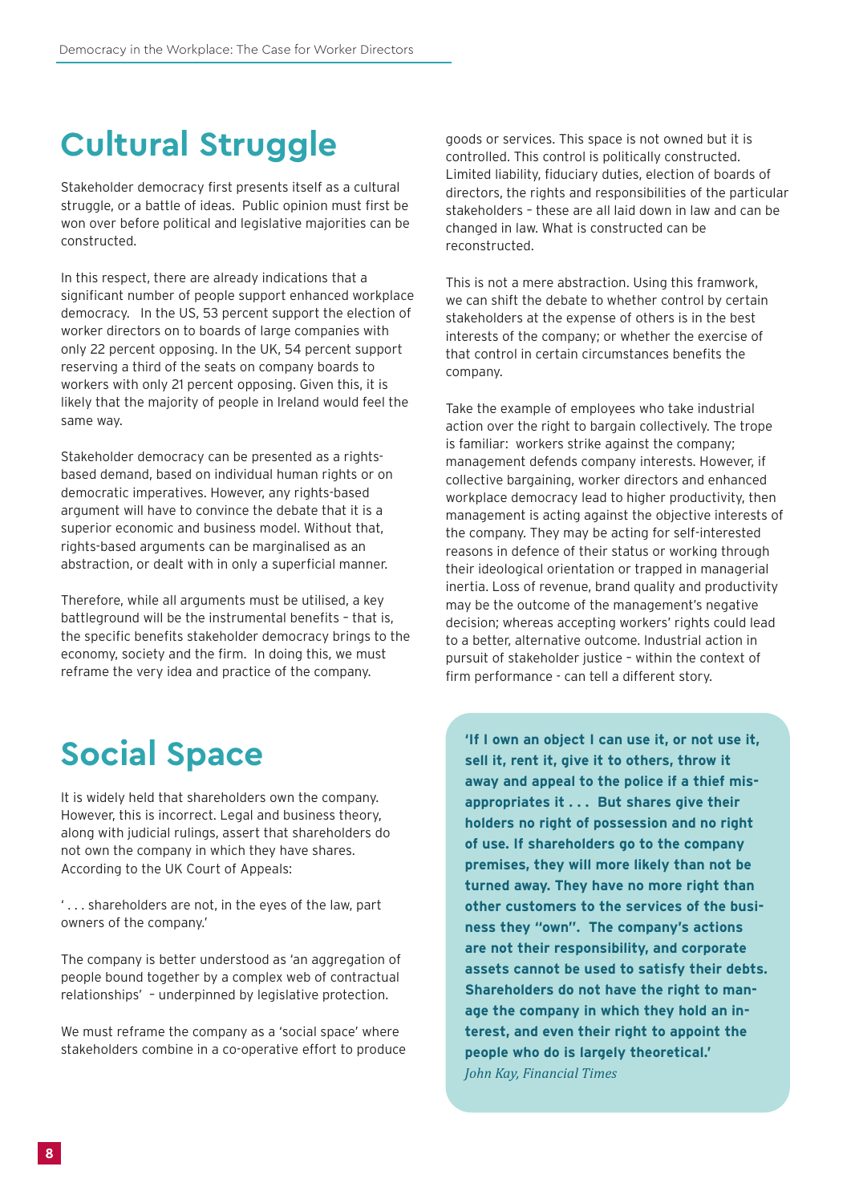# Cultural Struggle

Stakeholder democracy first presents itself as a cultural struggle, or a battle of ideas. Public opinion must first be won over before political and legislative majorities can be constructed.

In this respect, there are already indications that a significant number of people support enhanced workplace democracy. In the US, 53 percent support the election of worker directors on to boards of large companies with only 22 percent opposing. In the UK, 54 percent support reserving a third of the seats on company boards to workers with only 21 percent opposing. Given this, it is likely that the majority of people in Ireland would feel the same way.

Stakeholder democracy can be presented as a rights-based demand, based on individual human rights or on democratic imperatives. However, any rights-based argument will have to convince the debate that it is a superior economic and business model. Without that, rights-based arguments can be marginalised as an abstraction, or dealt with in only a superficial manner.

Therefore, while all arguments must be utilised, a key battleground will be the instrumental benefits – that is, the specific benefits stakeholder democracy brings to the economy, society and the firm. In doing this, we must reframe the very idea and practice of the company.

# Social Space

It is widely held that shareholders own the company. However, this is incorrect. Legal and business theory, along with judicial rulings, assert that shareholders do not own the company in which they have shares. According to the UK Court of Appeals:

' . . . shareholders are not, in the eyes of the law, part owners of the company.'

The company is better understood as 'an aggregation of people bound together by a complex web of contractual relationships' – underpinned by legislative protection.

We must reframe the company as a 'social space' where stakeholders combine in a co-operative effort to produce goods or services. This space is not owned but it is controlled. This control is politically constructed. Limited liability, fiduciary duties, election of boards of directors, the rights and responsibilities of the particular stakeholders – these are all laid down in law and can be changed in law. What is constructed can be reconstructed.

This is not a mere abstraction. Using this framwork, we can shift the debate to whether control by certain stakeholders at the expense of others is in the best interests of the company; or whether the exercise of that control in certain circumstances benefits the company.

Take the example of employees who take industrial action over the right to bargain collectively. The trope is familiar: workers strike against the company; management defends company interests. However, if collective bargaining, worker directors and enhanced workplace democracy lead to higher productivity, then management is acting against the objective interests of the company. They may be acting for self-interested reasons in defence of their status or working through their ideological orientation or trapped in managerial inertia. Loss of revenue, brand quality and productivity may be the outcome of the management's negative decision; whereas accepting workers' rights could lead to a better, alternative outcome. Industrial action in pursuit of stakeholder justice – within the context of firm performance - can tell a different story.

> **'If I own an object I can use it, or not use it, sell it, rent it, give it to others, throw it away and appeal to the police if a thief misappropriates it . . . But shares give their holders no right of possession and no right of use. If shareholders go to the company premises, they will more likely than not be turned away. They have no more right than other customers to the services of the business they "own". The company's actions are not their responsibility, and corporate assets cannot be used to satisfy their debts. Shareholders do not have the right to manage the company in which they hold an interest, and even their right to appoint the people who do is largely theoretical.'**
>
> *John Kay, Financial Times*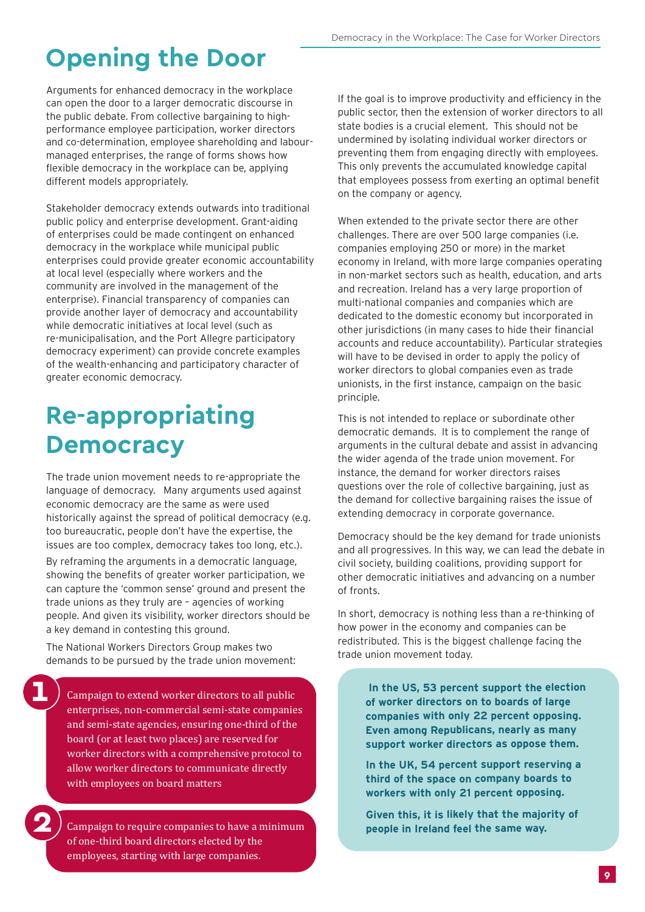## Opening the Door

Arguments for enhanced democracy in the workplace can open the door to a larger democratic discourse in the public debate. From collective bargaining to high-performance employee participation, worker directors and co-determination, employee shareholding and labour-managed enterprises, the range of forms shows how flexible democracy in the workplace can be, applying different models appropriately.

Stakeholder democracy extends outwards into traditional public policy and enterprise development. Grant-aiding of enterprises could be made contingent on enhanced democracy in the workplace while municipal public enterprises could provide greater economic accountability at local level (especially where workers and the community are involved in the management of the enterprise). Financial transparency of companies can provide another layer of democracy and accountability while democratic initiatives at local level (such as re-municipalisation, and the Port Allegre participatory democracy experiment) can provide concrete examples of the wealth-enhancing and participatory character of greater economic democracy.

## Re-appropriating Democracy

The trade union movement needs to re-appropriate the language of democracy. Many arguments used against economic democracy are the same as were used historically against the spread of political democracy (e.g. too bureaucratic, people don't have the expertise, the issues are too complex, democracy takes too long, etc.).

By reframing the arguments in a democratic language, showing the benefits of greater worker participation, we can capture the 'common sense' ground and present the trade unions as they truly are – agencies of working people. And given its visibility, worker directors should be a key demand in contesting this ground.

The National Workers Directors Group makes two demands to be pursued by the trade union movement:

1. Campaign to extend worker directors to all public enterprises, non-commercial semi-state companies and semi-state agencies, ensuring one-third of the board (or at least two places) are reserved for worker directors with a comprehensive protocol to allow worker directors to communicate directly with employees on board matters

2. Campaign to require companies to have a minimum of one-third board directors elected by the employees, starting with large companies.

If the goal is to improve productivity and efficiency in the public sector, then the extension of worker directors to all state bodies is a crucial element. This should not be undermined by isolating individual worker directors or preventing them from engaging directly with employees. This only prevents the accumulated knowledge capital that employees possess from exerting an optimal benefit on the company or agency.

When extended to the private sector there are other challenges. There are over 500 large companies (i.e. companies employing 250 or more) in the market economy in Ireland, with more large companies operating in non-market sectors such as health, education, and arts and recreation. Ireland has a very large proportion of multi-national companies and companies which are dedicated to the domestic economy but incorporated in other jurisdictions (in many cases to hide their financial accounts and reduce accountability). Particular strategies will have to be devised in order to apply the policy of worker directors to global companies even as trade unionists, in the first instance, campaign on the basic principle.

This is not intended to replace or subordinate other democratic demands. It is to complement the range of arguments in the cultural debate and assist in advancing the wider agenda of the trade union movement. For instance, the demand for worker directors raises questions over the role of collective bargaining, just as the demand for collective bargaining raises the issue of extending democracy in corporate governance.

Democracy should be the key demand for trade unionists and all progressives. In this way, we can lead the debate in civil society, building coalitions, providing support for other democratic initiatives and advancing on a number of fronts.

In short, democracy is nothing less than a re-thinking of how power in the economy and companies can be redistributed. This is the biggest challenge facing the trade union movement today.

**In the US, 53 percent support the election of worker directors on to boards of large companies with only 22 percent opposing. Even among Republicans, nearly as many support worker directors as oppose them.**

**In the UK, 54 percent support reserving a third of the space on company boards to workers with only 21 percent opposing.**

**Given this, it is likely that the majority of people in Ireland feel the same way.**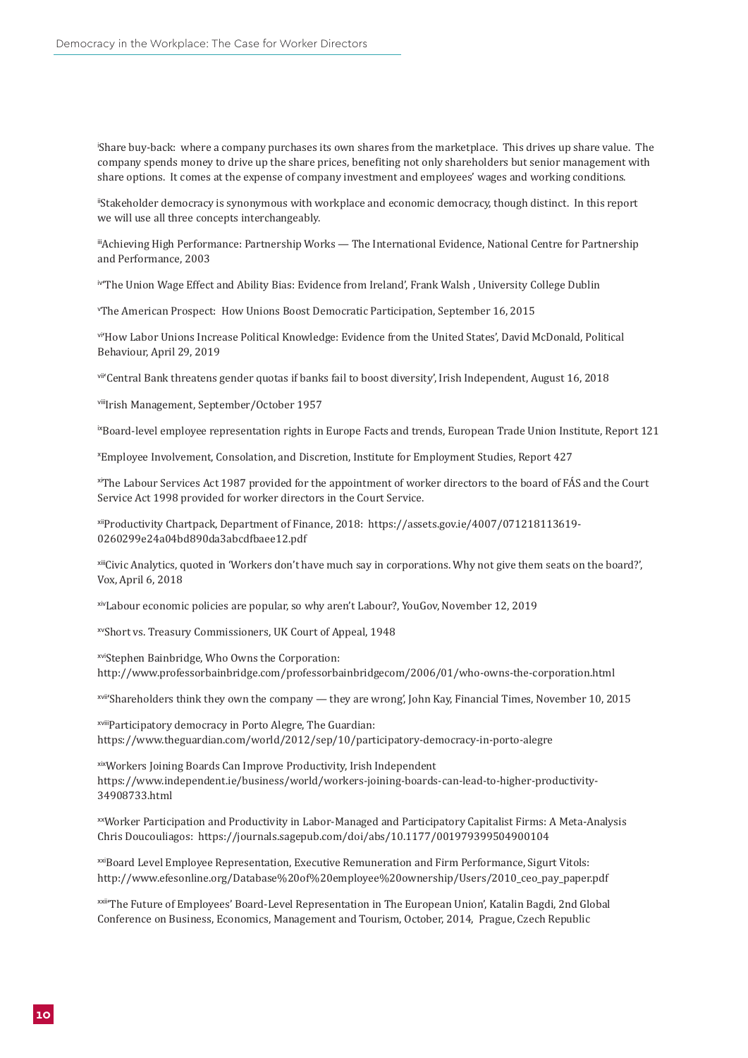[i]Share buy-back: where a company purchases its own shares from the marketplace. This drives up share value. The company spends money to drive up the share prices, benefiting not only shareholders but senior management with share options. It comes at the expense of company investment and employees' wages and working conditions.

[ii]Stakeholder democracy is synonymous with workplace and economic democracy, though distinct. In this report we will use all three concepts interchangeably.

[iii]Achieving High Performance: Partnership Works — The International Evidence, National Centre for Partnership and Performance, 2003

[iv]'The Union Wage Effect and Ability Bias: Evidence from Ireland', Frank Walsh , University College Dublin

[v]The American Prospect: How Unions Boost Democratic Participation, September 16, 2015

[vi]'How Labor Unions Increase Political Knowledge: Evidence from the United States', David McDonald, Political Behaviour, April 29, 2019

[vii]'Central Bank threatens gender quotas if banks fail to boost diversity', Irish Independent, August 16, 2018

[viii]Irish Management, September/October 1957

[ix]Board-level employee representation rights in Europe Facts and trends, European Trade Union Institute, Report 121

[x]Employee Involvement, Consolation, and Discretion, Institute for Employment Studies, Report 427

[xi]The Labour Services Act 1987 provided for the appointment of worker directors to the board of FÁS and the Court Service Act 1998 provided for worker directors in the Court Service.

[xii]Productivity Chartpack, Department of Finance, 2018: https://assets.gov.ie/4007/071218113619-0260299e24a04bd890da3abcdfbaee12.pdf

[xiii]Civic Analytics, quoted in 'Workers don't have much say in corporations. Why not give them seats on the board?', Vox, April 6, 2018

[xiv]Labour economic policies are popular, so why aren't Labour?, YouGov, November 12, 2019

[xv]Short vs. Treasury Commissioners, UK Court of Appeal, 1948

[xvi]Stephen Bainbridge, Who Owns the Corporation: http://www.professorbainbridge.com/professorbainbridgecom/2006/01/who-owns-the-corporation.html

[xvii]'Shareholders think they own the company — they are wrong', John Kay, Financial Times, November 10, 2015

[xviii]Participatory democracy in Porto Alegre, The Guardian: https://www.theguardian.com/world/2012/sep/10/participatory-democracy-in-porto-alegre

[xix]Workers Joining Boards Can Improve Productivity, Irish Independent https://www.independent.ie/business/world/workers-joining-boards-can-lead-to-higher-productivity-34908733.html

[xx]Worker Participation and Productivity in Labor-Managed and Participatory Capitalist Firms: A Meta-Analysis Chris Doucouliagos: https://journals.sagepub.com/doi/abs/10.1177/001979399504900104

[xxi]Board Level Employee Representation, Executive Remuneration and Firm Performance, Sigurt Vitols: http://www.efesonline.org/Database%20of%20employee%20ownership/Users/2010_ceo_pay_paper.pdf

[xxii]'The Future of Employees' Board-Level Representation in The European Union', Katalin Bagdi, 2nd Global Conference on Business, Economics, Management and Tourism, October, 2014, Prague, Czech Republic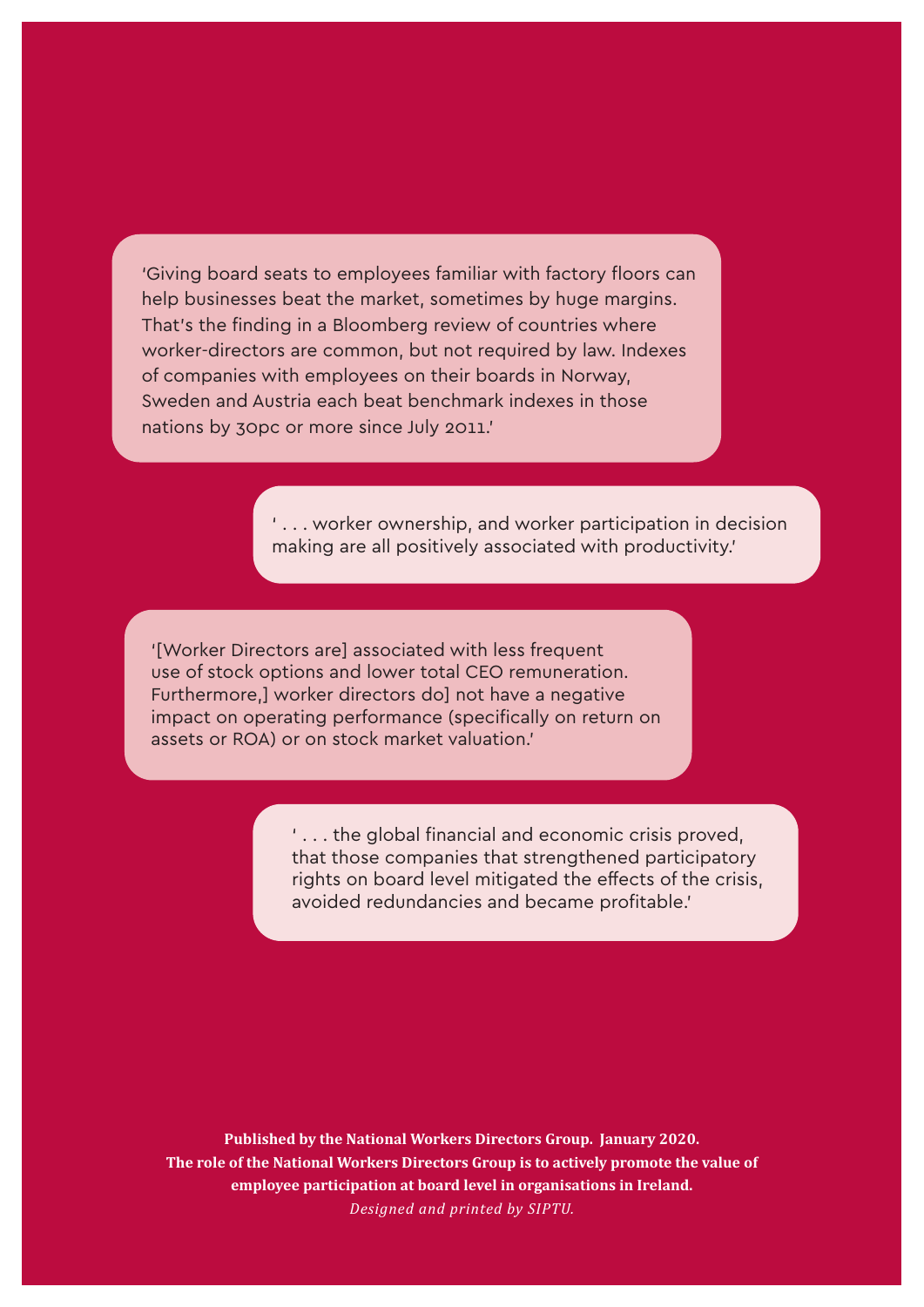'Giving board seats to employees familiar with factory floors can help businesses beat the market, sometimes by huge margins. That's the finding in a Bloomberg review of countries where worker-directors are common, but not required by law. Indexes of companies with employees on their boards in Norway, Sweden and Austria each beat benchmark indexes in those nations by 30pc or more since July 2011.'

' . . . worker ownership, and worker participation in decision making are all positively associated with productivity.'

'[Worker Directors are] associated with less frequent use of stock options and lower total CEO remuneration. Furthermore,] worker directors do] not have a negative impact on operating performance (specifically on return on assets or ROA) or on stock market valuation.'

' . . . the global financial and economic crisis proved, that those companies that strengthened participatory rights on board level mitigated the effects of the crisis, avoided redundancies and became profitable.'

**Published by the National Workers Directors Group. January 2020.**
**The role of the National Workers Directors Group is to actively promote the value of employee participation at board level in organisations in Ireland.**
*Designed and printed by SIPTU.*